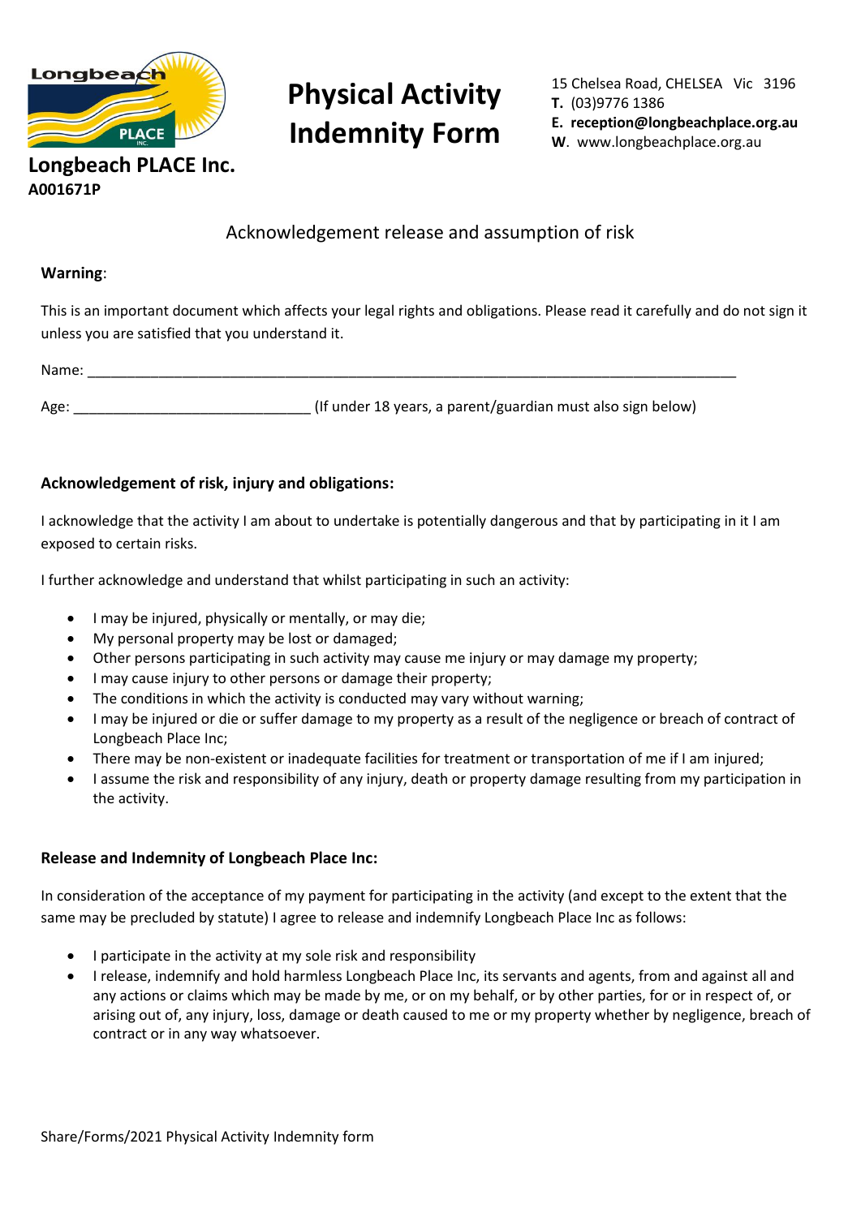**Longbeach PLACE Inc.**
**A001671P**

# Physical Activity Indemnity Form

15 Chelsea Road, CHELSEA Vic 3196
**T.** (03)9776 1386
**E. reception@longbeachplace.org.au**
**W**. www.longbeachplace.org.au

## Acknowledgement release and assumption of risk

**Warning**:

This is an important document which affects your legal rights and obligations. Please read it carefully and do not sign it unless you are satisfied that you understand it.

Name: ____________________________________________________________________________________

Age: ______________________________ (If under 18 years, a parent/guardian must also sign below)

### Acknowledgement of risk, injury and obligations:

I acknowledge that the activity I am about to undertake is potentially dangerous and that by participating in it I am exposed to certain risks.

I further acknowledge and understand that whilst participating in such an activity:

- I may be injured, physically or mentally, or may die;
- My personal property may be lost or damaged;
- Other persons participating in such activity may cause me injury or may damage my property;
- I may cause injury to other persons or damage their property;
- The conditions in which the activity is conducted may vary without warning;
- I may be injured or die or suffer damage to my property as a result of the negligence or breach of contract of Longbeach Place Inc;
- There may be non-existent or inadequate facilities for treatment or transportation of me if I am injured;
- I assume the risk and responsibility of any injury, death or property damage resulting from my participation in the activity.

### Release and Indemnity of Longbeach Place Inc:

In consideration of the acceptance of my payment for participating in the activity (and except to the extent that the same may be precluded by statute) I agree to release and indemnify Longbeach Place Inc as follows:

- I participate in the activity at my sole risk and responsibility
- I release, indemnify and hold harmless Longbeach Place Inc, its servants and agents, from and against all and any actions or claims which may be made by me, or on my behalf, or by other parties, for or in respect of, or arising out of, any injury, loss, damage or death caused to me or my property whether by negligence, breach of contract or in any way whatsoever.

Share/Forms/2021 Physical Activity Indemnity form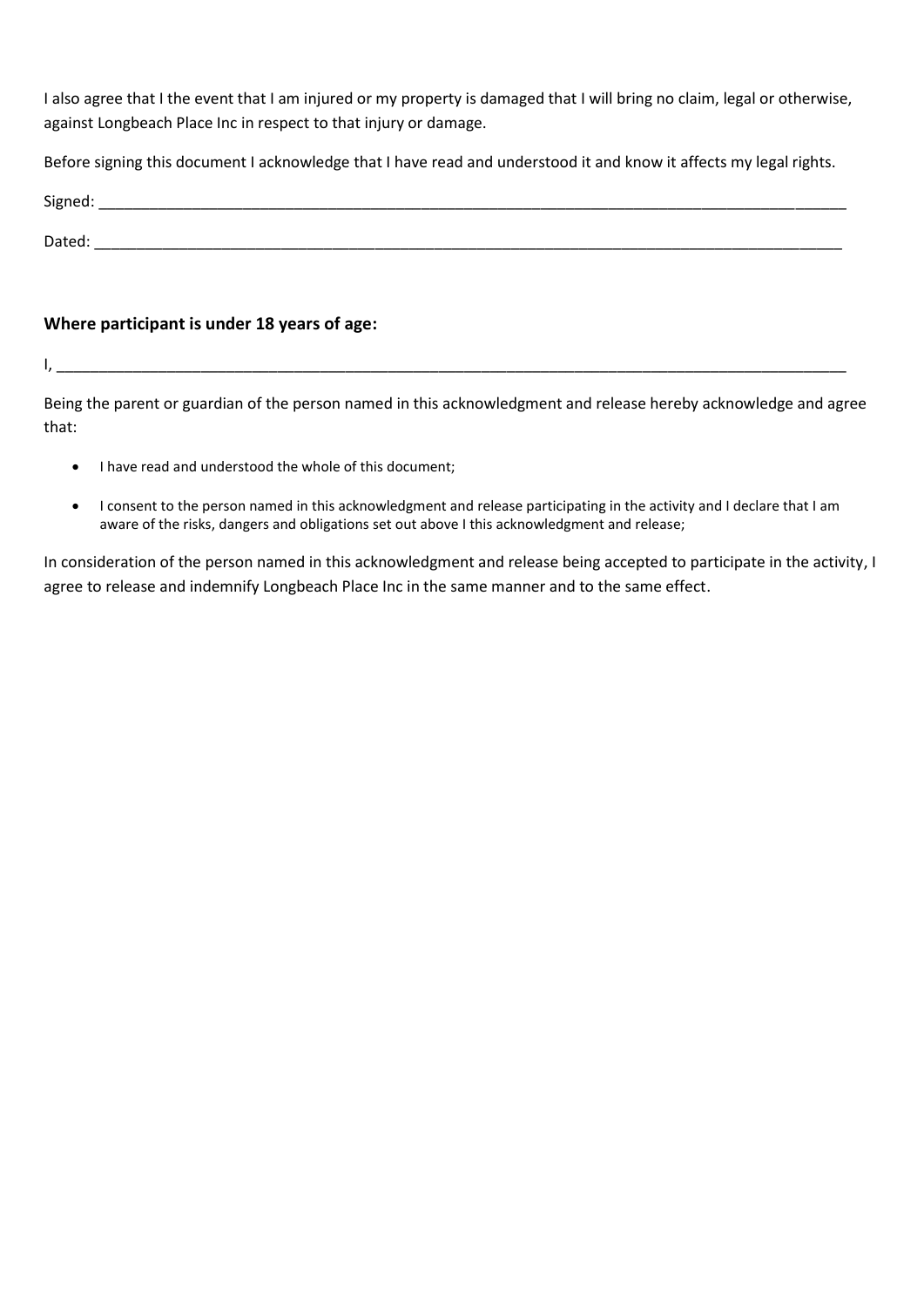I also agree that I the event that I am injured or my property is damaged that I will bring no claim, legal or otherwise, against Longbeach Place Inc in respect to that injury or damage.

Before signing this document I acknowledge that I have read and understood it and know it affects my legal rights.

Signed: ____________________________________________________________________________________________

Dated: ____________________________________________________________________________________________

### Where participant is under 18 years of age:

I, ________________________________________________________________________________________________

Being the parent or guardian of the person named in this acknowledgment and release hereby acknowledge and agree that:

- I have read and understood the whole of this document;
- I consent to the person named in this acknowledgment and release participating in the activity and I declare that I am aware of the risks, dangers and obligations set out above I this acknowledgment and release;

In consideration of the person named in this acknowledgment and release being accepted to participate in the activity, I agree to release and indemnify Longbeach Place Inc in the same manner and to the same effect.